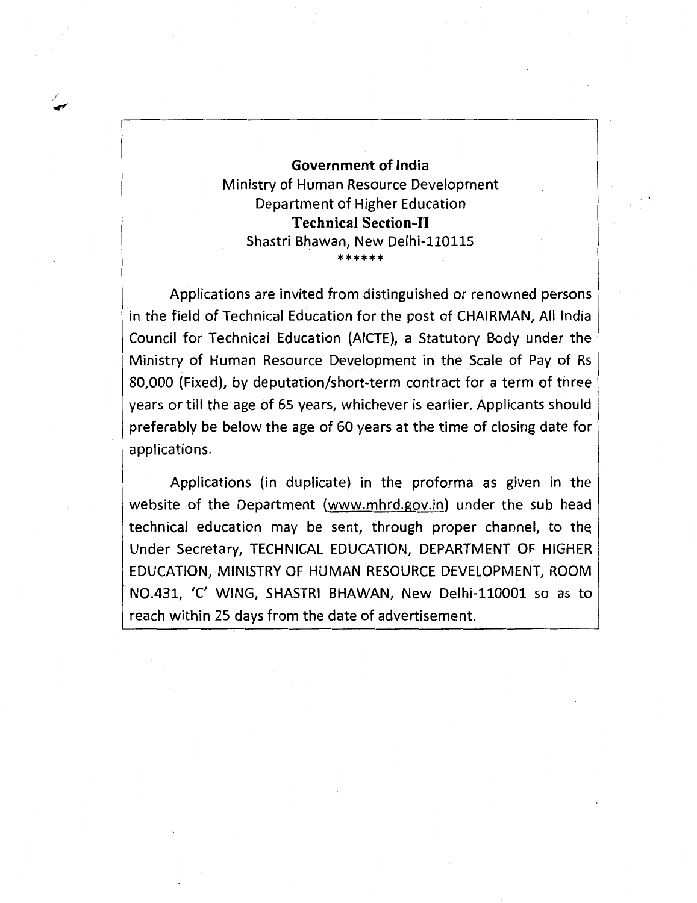**Government of India**
Ministry of Human Resource Development
Department of Higher Education
**Technical Section-II**
Shastri Bhawan, New Delhi-110115
******

Applications are invited from distinguished or renowned persons in the field of Technical Education for the post of CHAIRMAN, All India Council for Technical Education (AICTE), a Statutory Body under the Ministry of Human Resource Development in the Scale of Pay of Rs 80,000 (Fixed), by deputation/short-term contract for a term of three years or till the age of 65 years, whichever is earlier. Applicants should preferably be below the age of 60 years at the time of closing date for applications.

Applications (in duplicate) in the proforma as given in the website of the Department (www.mhrd.gov.in) under the sub head technical education may be sent, through proper channel, to the Under Secretary, TECHNICAL EDUCATION, DEPARTMENT OF HIGHER EDUCATION, MINISTRY OF HUMAN RESOURCE DEVELOPMENT, ROOM NO.431, 'C' WING, SHASTRI BHAWAN, New Delhi-110001 so as to reach within 25 days from the date of advertisement.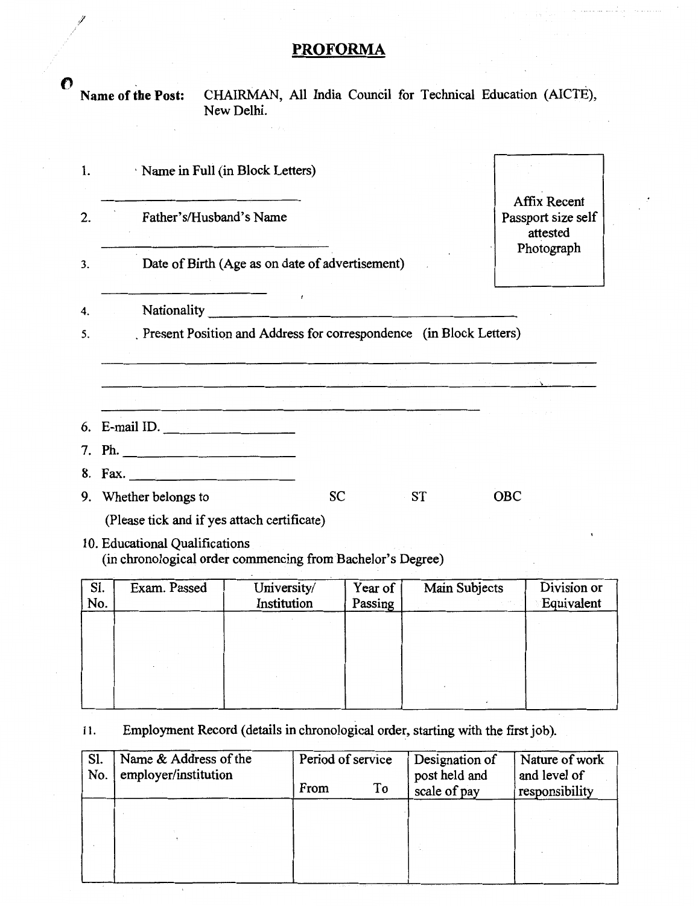# PROFORMA

**Name of the Post:** CHAIRMAN, All India Council for Technical Education (AICTE), New Delhi.

1. Name in Full (in Block Letters)

   ______________________________

2. Father's/Husband's Name

   ______________________________

3. Date of Birth (Age as on date of advertisement)

   ______________________________

Affix Recent Passport size self attested Photograph

4. Nationality ______________________________

5. Present Position and Address for correspondence (in Block Letters)

   ______________________________

   ______________________________

   ______________________________

6. E-mail ID. ____________________

7. Ph. ____________________

8. Fax. ____________________

9. Whether belongs to SC ST OBC

   (Please tick and if yes attach certificate)

10. Educational Qualifications
    (in chronological order commencing from Bachelor's Degree)

| Sl. No. | Exam. Passed | University/ Institution | Year of Passing | Main Subjects | Division or Equivalent |
|---|---|---|---|---|---|
| | | | | | |

11. Employment Record (details in chronological order, starting with the first job).

| Sl. No. | Name & Address of the employer/institution | Period of service From To | Designation of post held and scale of pay | Nature of work and level of responsibility |
|---|---|---|---|---|
| | | | | |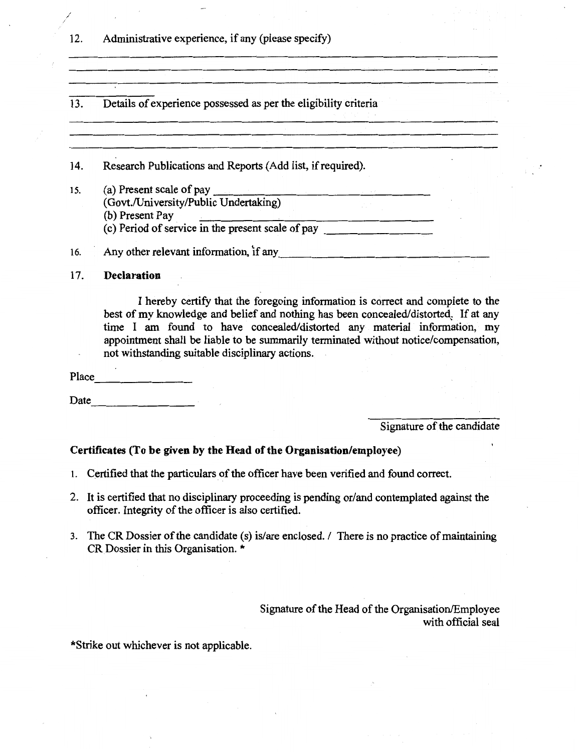12. Administrative experience, if any (please specify)

\_\_\_\_\_\_\_\_\_\_\_\_\_\_\_\_\_\_\_\_\_\_\_\_\_\_\_\_\_\_\_\_\_\_\_\_\_\_\_\_\_\_\_\_\_\_\_\_\_\_\_\_\_\_\_\_\_\_\_\_\_\_\_\_\_\_\_\_\_\_\_\_

\_\_\_\_\_\_\_\_\_\_\_\_\_\_\_\_\_\_\_\_\_\_\_\_\_\_\_\_\_\_\_\_\_\_\_\_\_\_\_\_\_\_\_\_\_\_\_\_\_\_\_\_\_\_\_\_\_\_\_\_\_\_\_\_\_\_\_\_\_\_\_\_

\_\_\_\_\_\_\_\_\_\_\_\_\_\_\_\_\_\_\_\_\_\_\_\_\_\_\_\_\_\_\_\_\_\_\_\_\_\_\_\_\_\_\_\_\_\_\_\_\_\_\_\_\_\_\_\_\_\_\_\_\_\_\_\_\_\_\_\_\_\_\_\_

13. Details of experience possessed as per the eligibility criteria

\_\_\_\_\_\_\_\_\_\_\_\_\_\_\_\_\_\_\_\_\_\_\_\_\_\_\_\_\_\_\_\_\_\_\_\_\_\_\_\_\_\_\_\_\_\_\_\_\_\_\_\_\_\_\_\_\_\_\_\_\_\_\_\_\_\_\_\_\_\_\_\_

\_\_\_\_\_\_\_\_\_\_\_\_\_\_\_\_\_\_\_\_\_\_\_\_\_\_\_\_\_\_\_\_\_\_\_\_\_\_\_\_\_\_\_\_\_\_\_\_\_\_\_\_\_\_\_\_\_\_\_\_\_\_\_\_\_\_\_\_\_\_\_\_

\_\_\_\_\_\_\_\_\_\_\_\_\_\_\_\_\_\_\_\_\_\_\_\_\_\_\_\_\_\_\_\_\_\_\_\_\_\_\_\_\_\_\_\_\_\_\_\_\_\_\_\_\_\_\_\_\_\_\_\_\_\_\_\_\_\_\_\_\_\_\_\_

14. Research Publications and Reports (Add list, if required).

15. (a) Present scale of pay \_\_\_\_\_\_\_\_\_\_\_\_\_\_\_\_\_\_\_\_\_\_\_\_\_\_\_\_\_\_\_\_\_\_\_\_\_\_\_
    (Govt./University/Public Undertaking)
    (b) Present Pay \_\_\_\_\_\_\_\_\_\_\_\_\_\_\_\_\_\_\_\_\_\_\_\_\_\_\_\_\_\_\_\_\_\_\_\_\_\_\_
    (c) Period of service in the present scale of pay \_\_\_\_\_\_\_\_\_\_\_\_\_\_\_\_\_\_

16. Any other relevant information, if any\_\_\_\_\_\_\_\_\_\_\_\_\_\_\_\_\_\_\_\_\_\_\_\_\_\_\_\_\_\_\_\_\_\_\_\_\_\_\_

17. **Declaration**

I hereby certify that the foregoing information is correct and complete to the best of my knowledge and belief and nothing has been concealed/distorted. If at any time I am found to have concealed/distorted any material information, my appointment shall be liable to be summarily terminated without notice/compensation, not withstanding suitable disciplinary actions.

Place\_\_\_\_\_\_\_\_\_\_\_\_\_\_\_\_

Date\_\_\_\_\_\_\_\_\_\_\_\_\_\_\_\_\_

Signature of the candidate

**Certificates (To be given by the Head of the Organisation/employee)**

1. Certified that the particulars of the officer have been verified and found correct.
2. It is certified that no disciplinary proceeding is pending or/and contemplated against the officer. Integrity of the officer is also certified.
3. The CR Dossier of the candidate (s) is/are enclosed. / There is no practice of maintaining CR Dossier in this Organisation. *

Signature of the Head of the Organisation/Employee
with official seal

*Strike out whichever is not applicable.